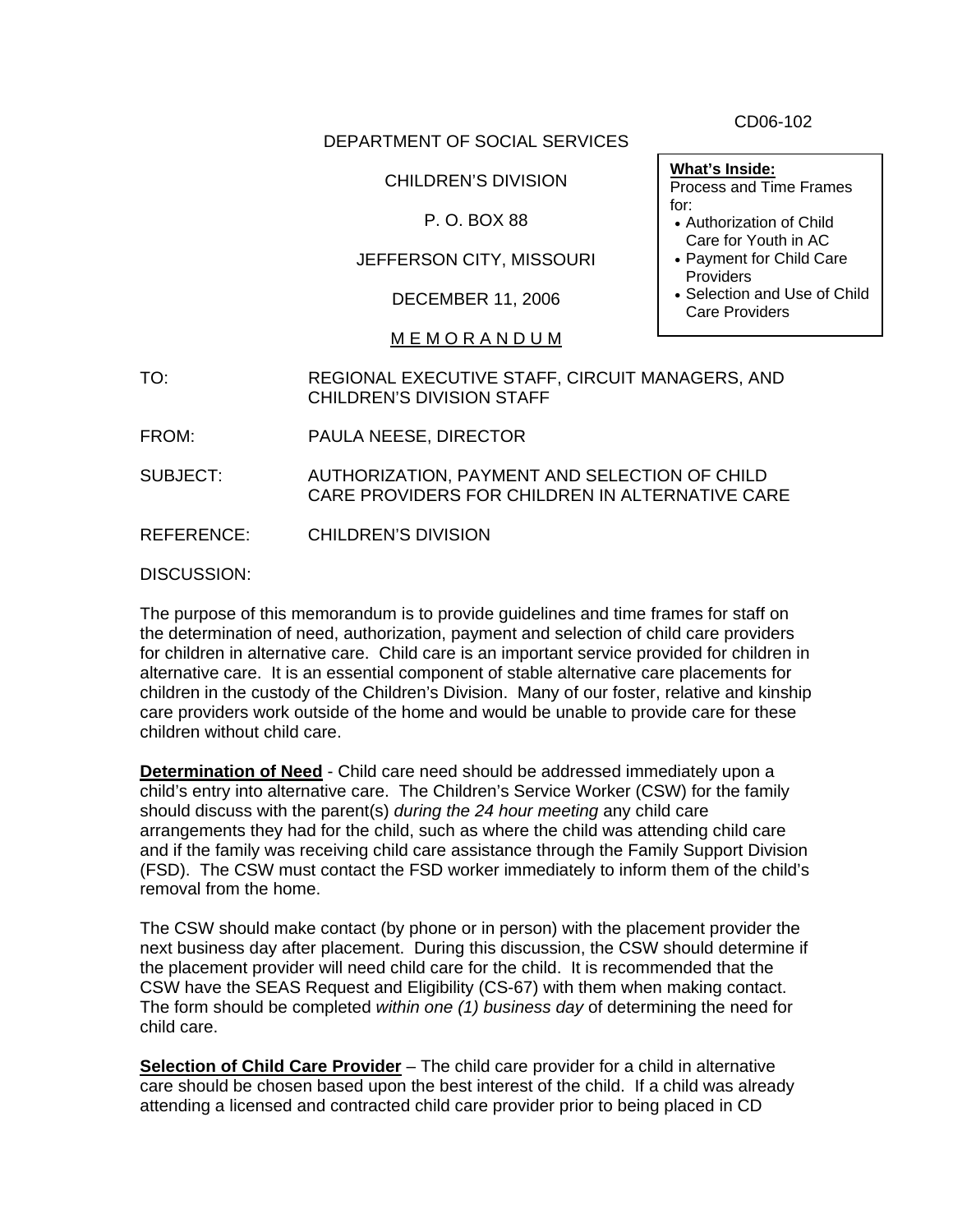CD06-102

DEPARTMENT OF SOCIAL SERVICES

CHILDREN'S DIVISION

P. O. BOX 88

JEFFERSON CITY, MISSOURI

DECEMBER 11, 2006

**What's Inside:**
Process and Time Frames for:
- Authorization of Child Care for Youth in AC
- Payment for Child Care Providers
- Selection and Use of Child Care Providers

M E M O R A N D U M

TO: REGIONAL EXECUTIVE STAFF, CIRCUIT MANAGERS, AND CHILDREN'S DIVISION STAFF

FROM: PAULA NEESE, DIRECTOR

SUBJECT: AUTHORIZATION, PAYMENT AND SELECTION OF CHILD CARE PROVIDERS FOR CHILDREN IN ALTERNATIVE CARE

REFERENCE: CHILDREN'S DIVISION

DISCUSSION:

The purpose of this memorandum is to provide guidelines and time frames for staff on the determination of need, authorization, payment and selection of child care providers for children in alternative care. Child care is an important service provided for children in alternative care. It is an essential component of stable alternative care placements for children in the custody of the Children's Division. Many of our foster, relative and kinship care providers work outside of the home and would be unable to provide care for these children without child care.

**Determination of Need** - Child care need should be addressed immediately upon a child's entry into alternative care. The Children's Service Worker (CSW) for the family should discuss with the parent(s) *during the 24 hour meeting* any child care arrangements they had for the child, such as where the child was attending child care and if the family was receiving child care assistance through the Family Support Division (FSD). The CSW must contact the FSD worker immediately to inform them of the child's removal from the home.

The CSW should make contact (by phone or in person) with the placement provider the next business day after placement. During this discussion, the CSW should determine if the placement provider will need child care for the child. It is recommended that the CSW have the SEAS Request and Eligibility (CS-67) with them when making contact. The form should be completed *within one (1) business day* of determining the need for child care.

**Selection of Child Care Provider** – The child care provider for a child in alternative care should be chosen based upon the best interest of the child. If a child was already attending a licensed and contracted child care provider prior to being placed in CD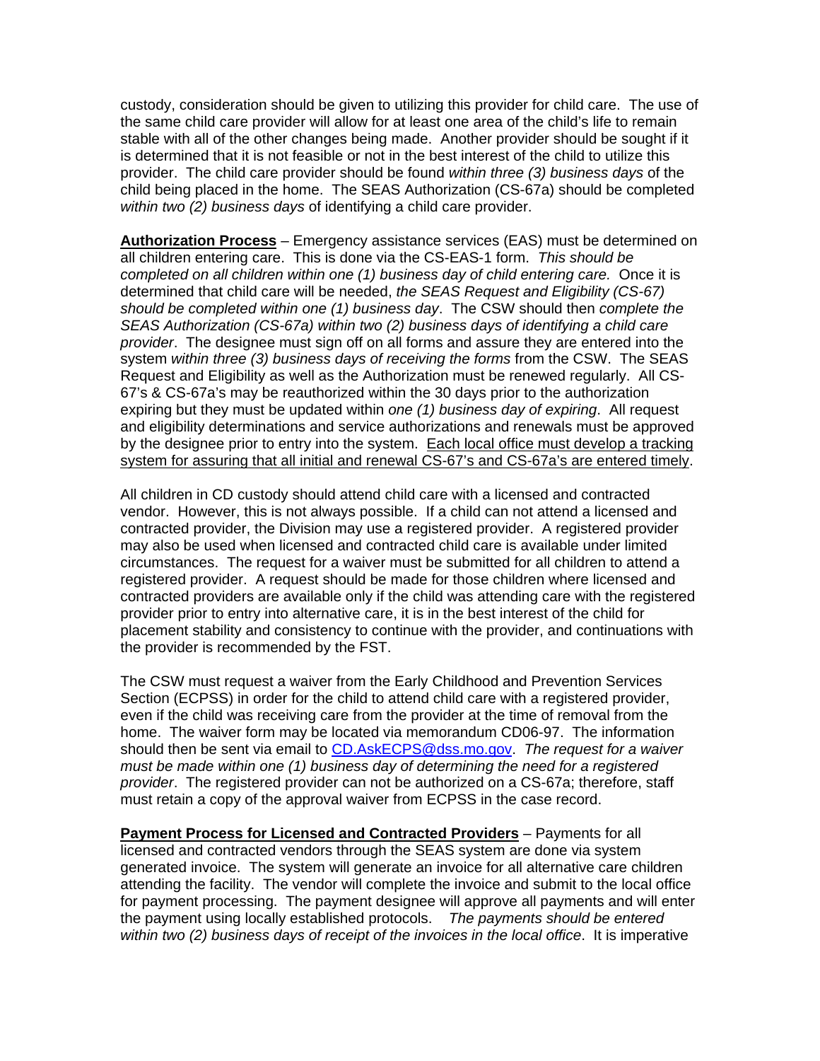custody, consideration should be given to utilizing this provider for child care. The use of the same child care provider will allow for at least one area of the child's life to remain stable with all of the other changes being made. Another provider should be sought if it is determined that it is not feasible or not in the best interest of the child to utilize this provider. The child care provider should be found *within three (3) business days* of the child being placed in the home. The SEAS Authorization (CS-67a) should be completed *within two (2) business days* of identifying a child care provider.

**Authorization Process** – Emergency assistance services (EAS) must be determined on all children entering care. This is done via the CS-EAS-1 form. *This should be completed on all children within one (1) business day of child entering care.* Once it is determined that child care will be needed, *the SEAS Request and Eligibility (CS-67) should be completed within one (1) business day*. The CSW should then *complete the SEAS Authorization (CS-67a) within two (2) business days of identifying a child care provider*. The designee must sign off on all forms and assure they are entered into the system *within three (3) business days of receiving the forms* from the CSW. The SEAS Request and Eligibility as well as the Authorization must be renewed regularly. All CS-67's & CS-67a's may be reauthorized within the 30 days prior to the authorization expiring but they must be updated within *one (1) business day of expiring*. All request and eligibility determinations and service authorizations and renewals must be approved by the designee prior to entry into the system. <u>Each local office must develop a tracking system for assuring that all initial and renewal CS-67's and CS-67a's are entered timely</u>.

All children in CD custody should attend child care with a licensed and contracted vendor. However, this is not always possible. If a child can not attend a licensed and contracted provider, the Division may use a registered provider. A registered provider may also be used when licensed and contracted child care is available under limited circumstances. The request for a waiver must be submitted for all children to attend a registered provider. A request should be made for those children where licensed and contracted providers are available only if the child was attending care with the registered provider prior to entry into alternative care, it is in the best interest of the child for placement stability and consistency to continue with the provider, and continuations with the provider is recommended by the FST.

The CSW must request a waiver from the Early Childhood and Prevention Services Section (ECPSS) in order for the child to attend child care with a registered provider, even if the child was receiving care from the provider at the time of removal from the home. The waiver form may be located via memorandum CD06-97. The information should then be sent via email to CD.AskECPS@dss.mo.gov. *The request for a waiver must be made within one (1) business day of determining the need for a registered provider*. The registered provider can not be authorized on a CS-67a; therefore, staff must retain a copy of the approval waiver from ECPSS in the case record.

**Payment Process for Licensed and Contracted Providers** – Payments for all licensed and contracted vendors through the SEAS system are done via system generated invoice. The system will generate an invoice for all alternative care children attending the facility. The vendor will complete the invoice and submit to the local office for payment processing. The payment designee will approve all payments and will enter the payment using locally established protocols. *The payments should be entered within two (2) business days of receipt of the invoices in the local office*. It is imperative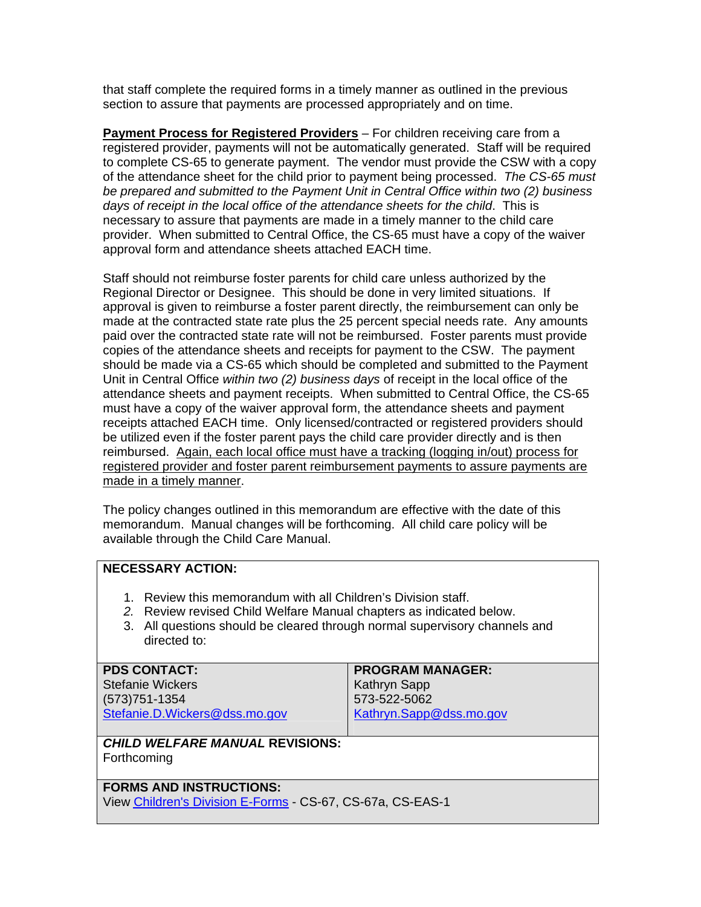that staff complete the required forms in a timely manner as outlined in the previous section to assure that payments are processed appropriately and on time.

**Payment Process for Registered Providers** – For children receiving care from a registered provider, payments will not be automatically generated. Staff will be required to complete CS-65 to generate payment. The vendor must provide the CSW with a copy of the attendance sheet for the child prior to payment being processed. *The CS-65 must be prepared and submitted to the Payment Unit in Central Office within two (2) business days of receipt in the local office of the attendance sheets for the child*. This is necessary to assure that payments are made in a timely manner to the child care provider. When submitted to Central Office, the CS-65 must have a copy of the waiver approval form and attendance sheets attached EACH time.

Staff should not reimburse foster parents for child care unless authorized by the Regional Director or Designee. This should be done in very limited situations. If approval is given to reimburse a foster parent directly, the reimbursement can only be made at the contracted state rate plus the 25 percent special needs rate. Any amounts paid over the contracted state rate will not be reimbursed. Foster parents must provide copies of the attendance sheets and receipts for payment to the CSW. The payment should be made via a CS-65 which should be completed and submitted to the Payment Unit in Central Office *within two (2) business days* of receipt in the local office of the attendance sheets and payment receipts. When submitted to Central Office, the CS-65 must have a copy of the waiver approval form, the attendance sheets and payment receipts attached EACH time. Only licensed/contracted or registered providers should be utilized even if the foster parent pays the child care provider directly and is then reimbursed. <u>Again, each local office must have a tracking (logging in/out) process for registered provider and foster parent reimbursement payments to assure payments are made in a timely manner</u>.

The policy changes outlined in this memorandum are effective with the date of this memorandum. Manual changes will be forthcoming. All child care policy will be available through the Child Care Manual.

**NECESSARY ACTION:**

1. Review this memorandum with all Children's Division staff.
2. Review revised Child Welfare Manual chapters as indicated below.
3. All questions should be cleared through normal supervisory channels and directed to:

| **PDS CONTACT:** | **PROGRAM MANAGER:** |
|---|---|
| Stefanie Wickers<br>(573)751-1354<br>Stefanie.D.Wickers@dss.mo.gov | Kathryn Sapp<br>573-522-5062<br>Kathryn.Sapp@dss.mo.gov |

***CHILD WELFARE MANUAL* REVISIONS:**
Forthcoming

**FORMS AND INSTRUCTIONS:**
View Children's Division E-Forms - CS-67, CS-67a, CS-EAS-1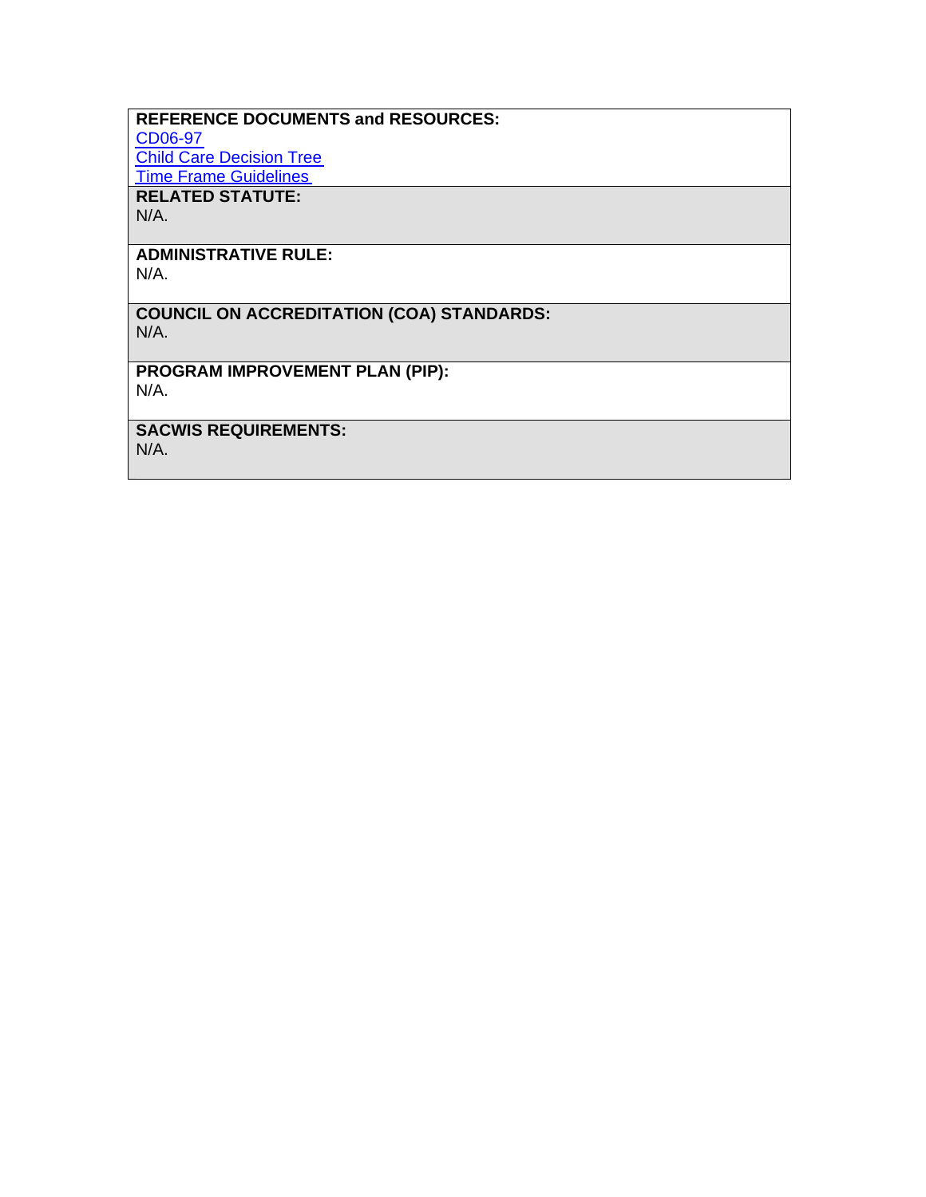**REFERENCE DOCUMENTS and RESOURCES:**
CD06-97
Child Care Decision Tree
Time Frame Guidelines

**RELATED STATUTE:**
N/A.

**ADMINISTRATIVE RULE:**
N/A.

**COUNCIL ON ACCREDITATION (COA) STANDARDS:**
N/A.

**PROGRAM IMPROVEMENT PLAN (PIP):**
N/A.

**SACWIS REQUIREMENTS:**
N/A.